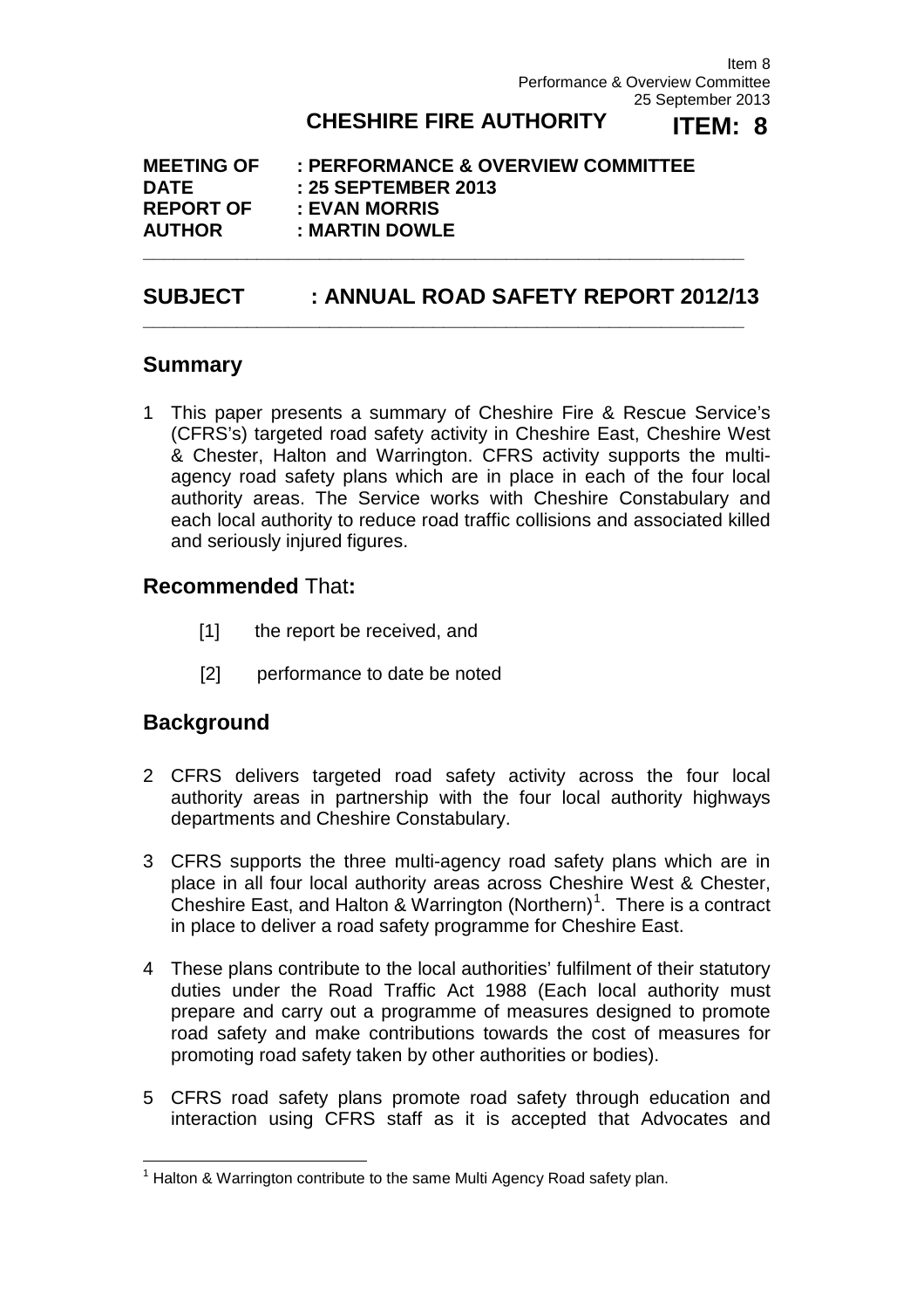Item 8
Performance & Overview Committee
25 September 2013

**CHESHIRE FIRE AUTHORITY** **ITEM: 8**

**MEETING OF : PERFORMANCE & OVERVIEW COMMITTEE**
**DATE : 25 SEPTEMBER 2013**
**REPORT OF : EVAN MORRIS**
**AUTHOR : MARTIN DOWLE**

## SUBJECT : ANNUAL ROAD SAFETY REPORT 2012/13

## Summary

1 This paper presents a summary of Cheshire Fire & Rescue Service's (CFRS's) targeted road safety activity in Cheshire East, Cheshire West & Chester, Halton and Warrington. CFRS activity supports the multi-agency road safety plans which are in place in each of the four local authority areas. The Service works with Cheshire Constabulary and each local authority to reduce road traffic collisions and associated killed and seriously injured figures.

## **Recommended** That**:**

[1] the report be received, and

[2] performance to date be noted

## Background

2 CFRS delivers targeted road safety activity across the four local authority areas in partnership with the four local authority highways departments and Cheshire Constabulary.

3 CFRS supports the three multi-agency road safety plans which are in place in all four local authority areas across Cheshire West & Chester, Cheshire East, and Halton & Warrington (Northern)[1]. There is a contract in place to deliver a road safety programme for Cheshire East.

4 These plans contribute to the local authorities' fulfilment of their statutory duties under the Road Traffic Act 1988 (Each local authority must prepare and carry out a programme of measures designed to promote road safety and make contributions towards the cost of measures for promoting road safety taken by other authorities or bodies).

5 CFRS road safety plans promote road safety through education and interaction using CFRS staff as it is accepted that Advocates and

[1] Halton & Warrington contribute to the same Multi Agency Road safety plan.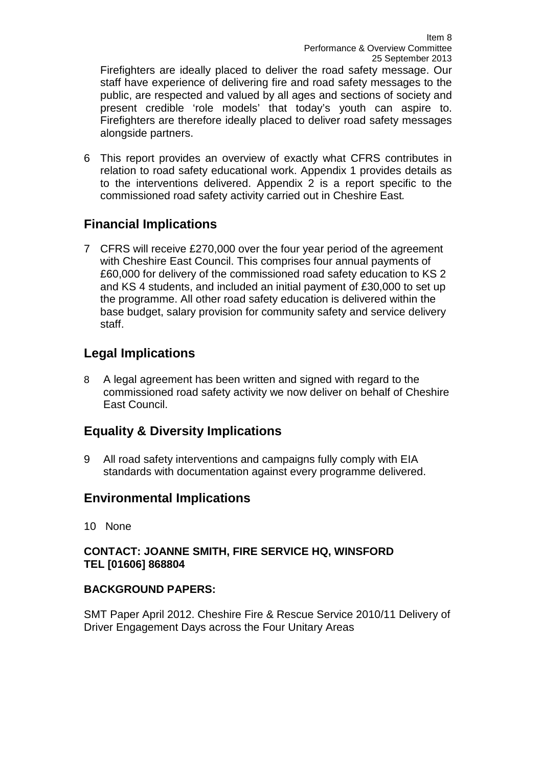Firefighters are ideally placed to deliver the road safety message. Our staff have experience of delivering fire and road safety messages to the public, are respected and valued by all ages and sections of society and present credible 'role models' that today's youth can aspire to. Firefighters are therefore ideally placed to deliver road safety messages alongside partners.

6 This report provides an overview of exactly what CFRS contributes in relation to road safety educational work. Appendix 1 provides details as to the interventions delivered. Appendix 2 is a report specific to the commissioned road safety activity carried out in Cheshire East.

## Financial Implications

7 CFRS will receive £270,000 over the four year period of the agreement with Cheshire East Council. This comprises four annual payments of £60,000 for delivery of the commissioned road safety education to KS 2 and KS 4 students, and included an initial payment of £30,000 to set up the programme. All other road safety education is delivered within the base budget, salary provision for community safety and service delivery staff.

## Legal Implications

8 A legal agreement has been written and signed with regard to the commissioned road safety activity we now deliver on behalf of Cheshire East Council.

## Equality & Diversity Implications

9 All road safety interventions and campaigns fully comply with EIA standards with documentation against every programme delivered.

## Environmental Implications

10 None

**CONTACT: JOANNE SMITH, FIRE SERVICE HQ, WINSFORD**
**TEL [01606] 868804**

**BACKGROUND PAPERS:**

SMT Paper April 2012. Cheshire Fire & Rescue Service 2010/11 Delivery of Driver Engagement Days across the Four Unitary Areas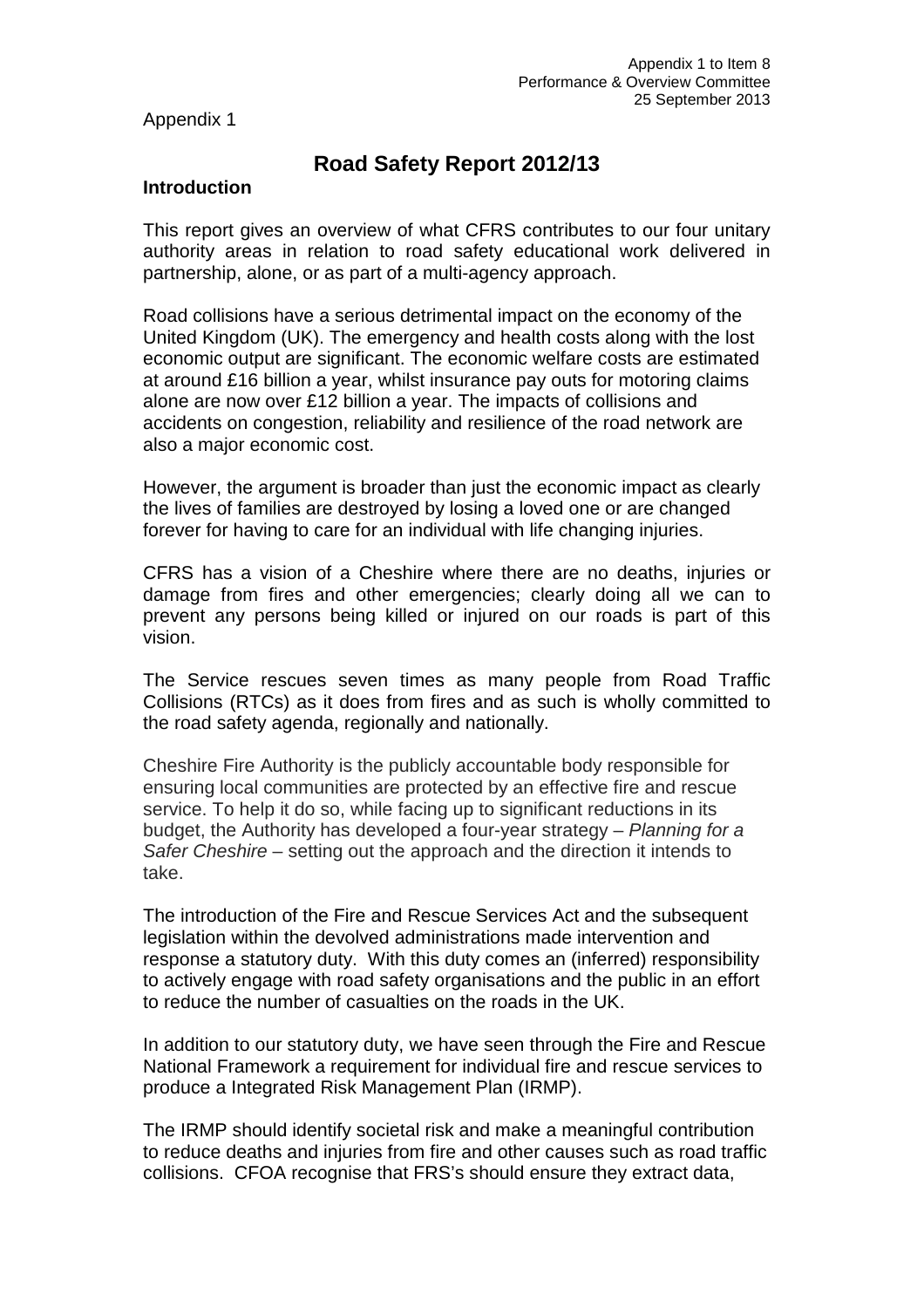Appendix 1

# Road Safety Report 2012/13

## Introduction

This report gives an overview of what CFRS contributes to our four unitary authority areas in relation to road safety educational work delivered in partnership, alone, or as part of a multi-agency approach.

Road collisions have a serious detrimental impact on the economy of the United Kingdom (UK). The emergency and health costs along with the lost economic output are significant. The economic welfare costs are estimated at around £16 billion a year, whilst insurance pay outs for motoring claims alone are now over £12 billion a year. The impacts of collisions and accidents on congestion, reliability and resilience of the road network are also a major economic cost.

However, the argument is broader than just the economic impact as clearly the lives of families are destroyed by losing a loved one or are changed forever for having to care for an individual with life changing injuries.

CFRS has a vision of a Cheshire where there are no deaths, injuries or damage from fires and other emergencies; clearly doing all we can to prevent any persons being killed or injured on our roads is part of this vision.

The Service rescues seven times as many people from Road Traffic Collisions (RTCs) as it does from fires and as such is wholly committed to the road safety agenda, regionally and nationally.

Cheshire Fire Authority is the publicly accountable body responsible for ensuring local communities are protected by an effective fire and rescue service. To help it do so, while facing up to significant reductions in its budget, the Authority has developed a four-year strategy – *Planning for a Safer Cheshire* – setting out the approach and the direction it intends to take.

The introduction of the Fire and Rescue Services Act and the subsequent legislation within the devolved administrations made intervention and response a statutory duty. With this duty comes an (inferred) responsibility to actively engage with road safety organisations and the public in an effort to reduce the number of casualties on the roads in the UK.

In addition to our statutory duty, we have seen through the Fire and Rescue National Framework a requirement for individual fire and rescue services to produce a Integrated Risk Management Plan (IRMP).

The IRMP should identify societal risk and make a meaningful contribution to reduce deaths and injuries from fire and other causes such as road traffic collisions. CFOA recognise that FRS's should ensure they extract data,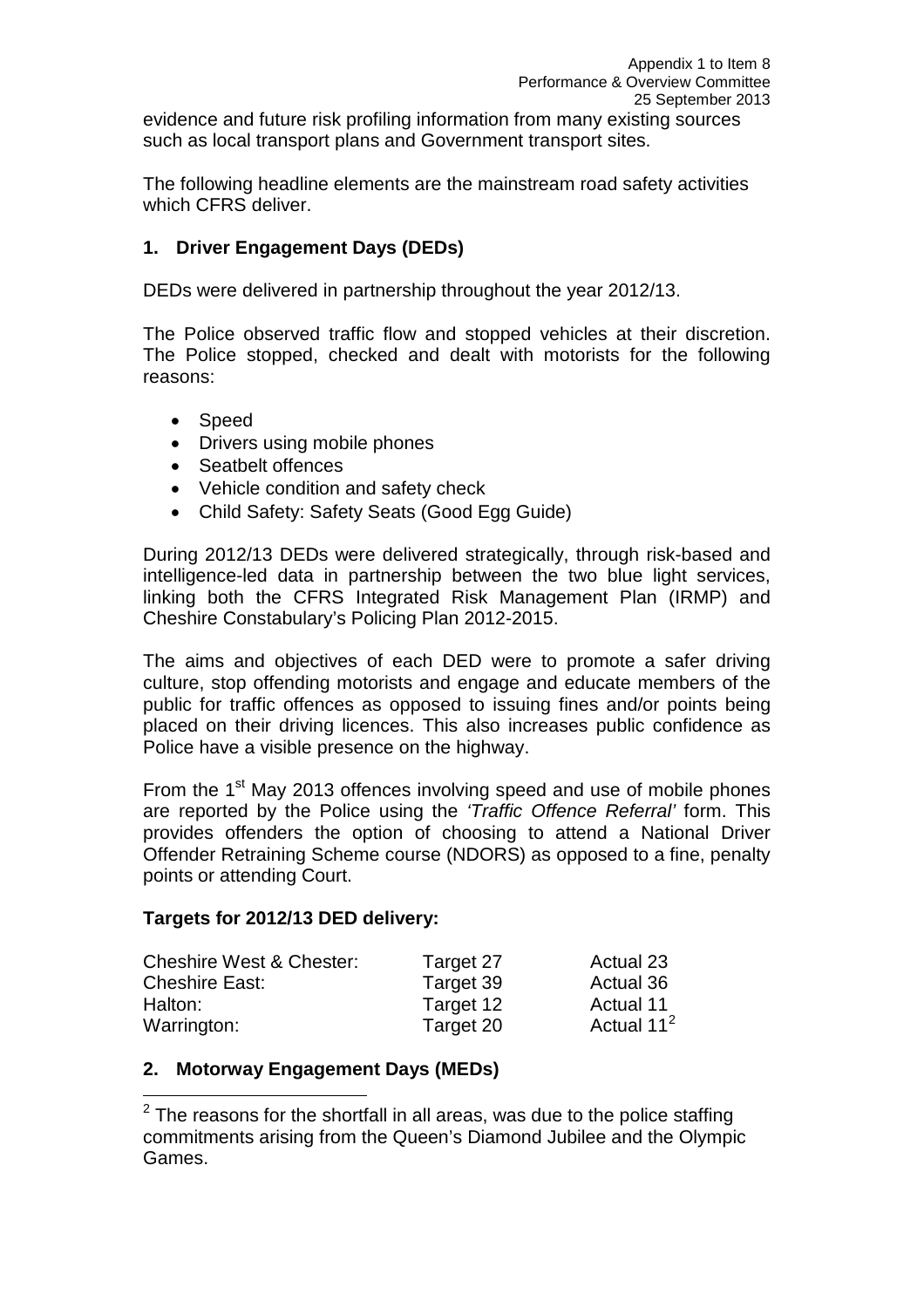evidence and future risk profiling information from many existing sources such as local transport plans and Government transport sites.

The following headline elements are the mainstream road safety activities which CFRS deliver.

## 1. Driver Engagement Days (DEDs)

DEDs were delivered in partnership throughout the year 2012/13.

The Police observed traffic flow and stopped vehicles at their discretion. The Police stopped, checked and dealt with motorists for the following reasons:

- Speed
- Drivers using mobile phones
- Seatbelt offences
- Vehicle condition and safety check
- Child Safety: Safety Seats (Good Egg Guide)

During 2012/13 DEDs were delivered strategically, through risk-based and intelligence-led data in partnership between the two blue light services, linking both the CFRS Integrated Risk Management Plan (IRMP) and Cheshire Constabulary's Policing Plan 2012-2015.

The aims and objectives of each DED were to promote a safer driving culture, stop offending motorists and engage and educate members of the public for traffic offences as opposed to issuing fines and/or points being placed on their driving licences. This also increases public confidence as Police have a visible presence on the highway.

From the 1st May 2013 offences involving speed and use of mobile phones are reported by the Police using the *'Traffic Offence Referral'* form. This provides offenders the option of choosing to attend a National Driver Offender Retraining Scheme course (NDORS) as opposed to a fine, penalty points or attending Court.

**Targets for 2012/13 DED delivery:**

| | | |
|---|---|---|
| Cheshire West & Chester: | Target 27 | Actual 23 |
| Cheshire East: | Target 39 | Actual 36 |
| Halton: | Target 12 | Actual 11 |
| Warrington: | Target 20 | Actual 11[2] |

## 2. Motorway Engagement Days (MEDs)

[2] The reasons for the shortfall in all areas, was due to the police staffing commitments arising from the Queen's Diamond Jubilee and the Olympic Games.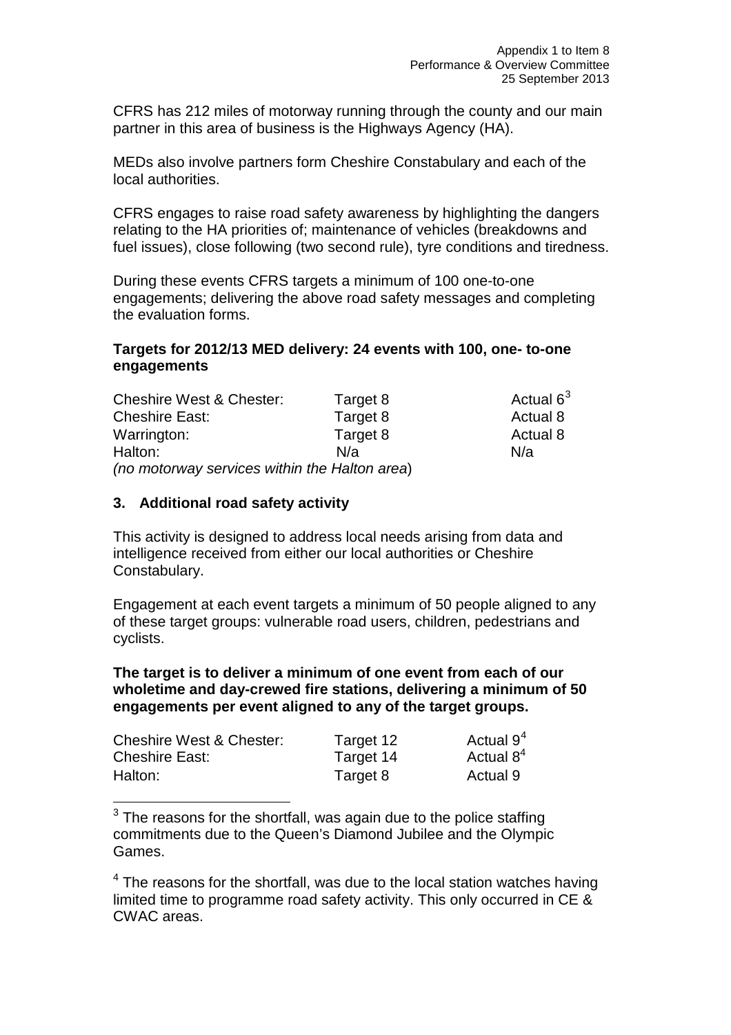CFRS has 212 miles of motorway running through the county and our main partner in this area of business is the Highways Agency (HA).

MEDs also involve partners form Cheshire Constabulary and each of the local authorities.

CFRS engages to raise road safety awareness by highlighting the dangers relating to the HA priorities of; maintenance of vehicles (breakdowns and fuel issues), close following (two second rule), tyre conditions and tiredness.

During these events CFRS targets a minimum of 100 one-to-one engagements; delivering the above road safety messages and completing the evaluation forms.

**Targets for 2012/13 MED delivery: 24 events with 100, one- to-one engagements**

| | | |
|---|---|---|
| Cheshire West & Chester: | Target 8 | Actual 6[3] |
| Cheshire East: | Target 8 | Actual 8 |
| Warrington: | Target 8 | Actual 8 |
| Halton: | N/a | N/a |

*(no motorway services within the Halton area)*

## 3. Additional road safety activity

This activity is designed to address local needs arising from data and intelligence received from either our local authorities or Cheshire Constabulary.

Engagement at each event targets a minimum of 50 people aligned to any of these target groups: vulnerable road users, children, pedestrians and cyclists.

**The target is to deliver a minimum of one event from each of our wholetime and day-crewed fire stations, delivering a minimum of 50 engagements per event aligned to any of the target groups.**

| | | |
|---|---|---|
| Cheshire West & Chester: | Target 12 | Actual 9[4] |
| Cheshire East: | Target 14 | Actual 8[4] |
| Halton: | Target 8 | Actual 9 |

[3] The reasons for the shortfall, was again due to the police staffing commitments due to the Queen's Diamond Jubilee and the Olympic Games.

[4] The reasons for the shortfall, was due to the local station watches having limited time to programme road safety activity. This only occurred in CE & CWAC areas.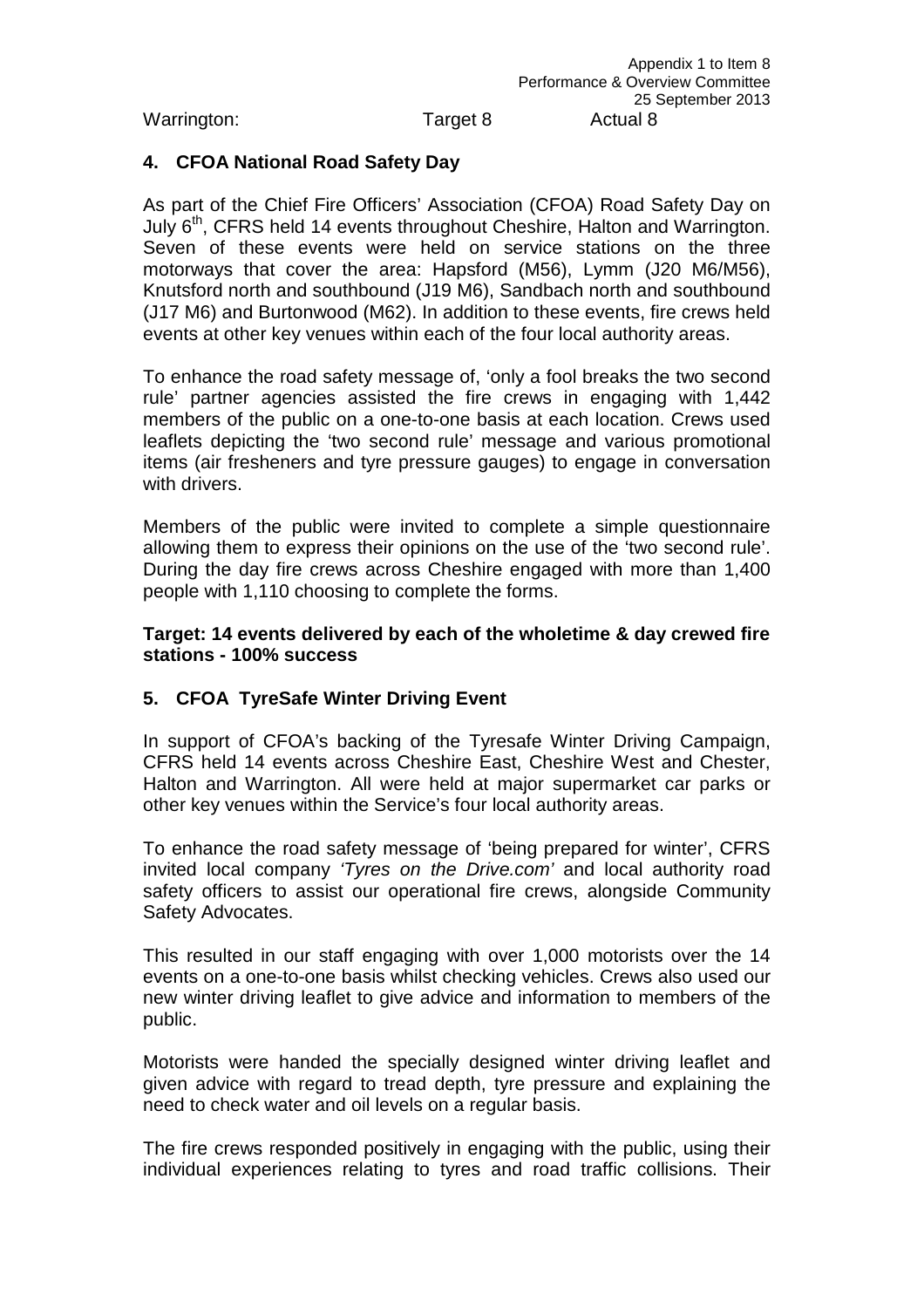Warrington: Target 8 Actual 8

## 4. CFOA National Road Safety Day

As part of the Chief Fire Officers' Association (CFOA) Road Safety Day on July 6th, CFRS held 14 events throughout Cheshire, Halton and Warrington. Seven of these events were held on service stations on the three motorways that cover the area: Hapsford (M56), Lymm (J20 M6/M56), Knutsford north and southbound (J19 M6), Sandbach north and southbound (J17 M6) and Burtonwood (M62). In addition to these events, fire crews held events at other key venues within each of the four local authority areas.

To enhance the road safety message of, 'only a fool breaks the two second rule' partner agencies assisted the fire crews in engaging with 1,442 members of the public on a one-to-one basis at each location. Crews used leaflets depicting the 'two second rule' message and various promotional items (air fresheners and tyre pressure gauges) to engage in conversation with drivers.

Members of the public were invited to complete a simple questionnaire allowing them to express their opinions on the use of the 'two second rule'. During the day fire crews across Cheshire engaged with more than 1,400 people with 1,110 choosing to complete the forms.

**Target: 14 events delivered by each of the wholetime & day crewed fire stations - 100% success**

## 5. CFOA TyreSafe Winter Driving Event

In support of CFOA's backing of the Tyresafe Winter Driving Campaign, CFRS held 14 events across Cheshire East, Cheshire West and Chester, Halton and Warrington. All were held at major supermarket car parks or other key venues within the Service's four local authority areas.

To enhance the road safety message of 'being prepared for winter', CFRS invited local company *'Tyres on the Drive.com'* and local authority road safety officers to assist our operational fire crews, alongside Community Safety Advocates.

This resulted in our staff engaging with over 1,000 motorists over the 14 events on a one-to-one basis whilst checking vehicles. Crews also used our new winter driving leaflet to give advice and information to members of the public.

Motorists were handed the specially designed winter driving leaflet and given advice with regard to tread depth, tyre pressure and explaining the need to check water and oil levels on a regular basis.

The fire crews responded positively in engaging with the public, using their individual experiences relating to tyres and road traffic collisions. Their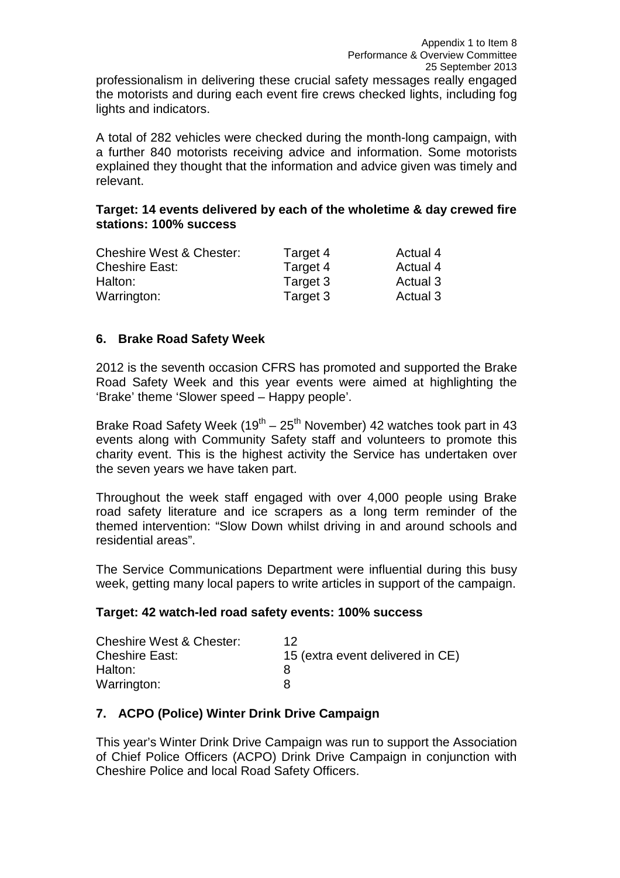professionalism in delivering these crucial safety messages really engaged the motorists and during each event fire crews checked lights, including fog lights and indicators.

A total of 282 vehicles were checked during the month-long campaign, with a further 840 motorists receiving advice and information. Some motorists explained they thought that the information and advice given was timely and relevant.

**Target: 14 events delivered by each of the wholetime & day crewed fire stations: 100% success**

| | | |
|---|---|---|
| Cheshire West & Chester: | Target 4 | Actual 4 |
| Cheshire East: | Target 4 | Actual 4 |
| Halton: | Target 3 | Actual 3 |
| Warrington: | Target 3 | Actual 3 |

## 6. Brake Road Safety Week

2012 is the seventh occasion CFRS has promoted and supported the Brake Road Safety Week and this year events were aimed at highlighting the 'Brake' theme 'Slower speed – Happy people'.

Brake Road Safety Week (19th – 25th November) 42 watches took part in 43 events along with Community Safety staff and volunteers to promote this charity event. This is the highest activity the Service has undertaken over the seven years we have taken part.

Throughout the week staff engaged with over 4,000 people using Brake road safety literature and ice scrapers as a long term reminder of the themed intervention: "Slow Down whilst driving in and around schools and residential areas".

The Service Communications Department were influential during this busy week, getting many local papers to write articles in support of the campaign.

**Target: 42 watch-led road safety events: 100% success**

| | |
|---|---|
| Cheshire West & Chester: | 12 |
| Cheshire East: | 15 (extra event delivered in CE) |
| Halton: | 8 |
| Warrington: | 8 |

## 7. ACPO (Police) Winter Drink Drive Campaign

This year's Winter Drink Drive Campaign was run to support the Association of Chief Police Officers (ACPO) Drink Drive Campaign in conjunction with Cheshire Police and local Road Safety Officers.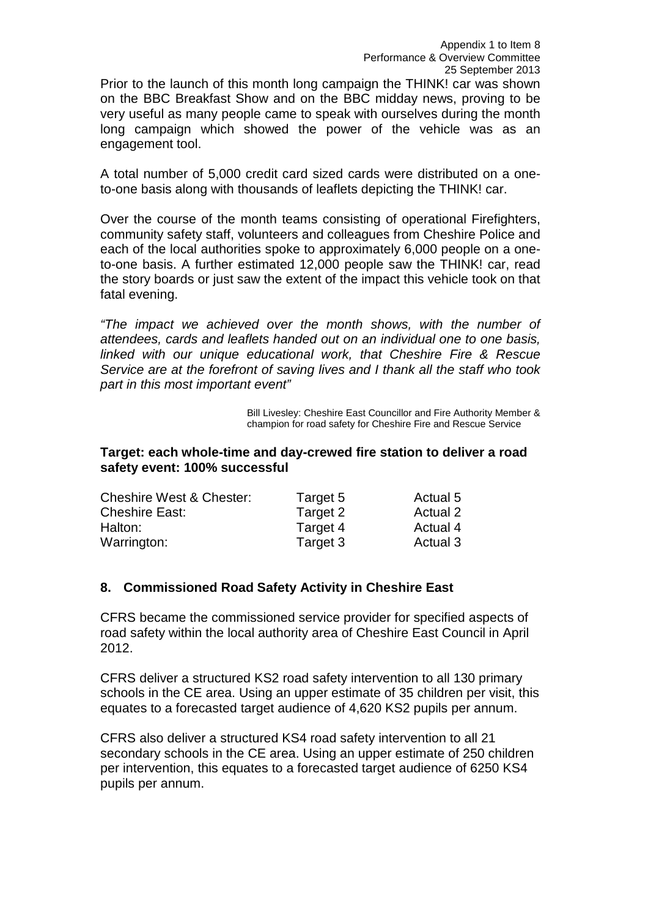Prior to the launch of this month long campaign the THINK! car was shown on the BBC Breakfast Show and on the BBC midday news, proving to be very useful as many people came to speak with ourselves during the month long campaign which showed the power of the vehicle was as an engagement tool.

A total number of 5,000 credit card sized cards were distributed on a one-to-one basis along with thousands of leaflets depicting the THINK! car.

Over the course of the month teams consisting of operational Firefighters, community safety staff, volunteers and colleagues from Cheshire Police and each of the local authorities spoke to approximately 6,000 people on a one-to-one basis. A further estimated 12,000 people saw the THINK! car, read the story boards or just saw the extent of the impact this vehicle took on that fatal evening.

*"The impact we achieved over the month shows, with the number of attendees, cards and leaflets handed out on an individual one to one basis, linked with our unique educational work, that Cheshire Fire & Rescue Service are at the forefront of saving lives and I thank all the staff who took part in this most important event"*

Bill Livesley: Cheshire East Councillor and Fire Authority Member & champion for road safety for Cheshire Fire and Rescue Service

**Target: each whole-time and day-crewed fire station to deliver a road safety event: 100% successful**

| | | |
|---|---|---|
| Cheshire West & Chester: | Target 5 | Actual 5 |
| Cheshire East: | Target 2 | Actual 2 |
| Halton: | Target 4 | Actual 4 |
| Warrington: | Target 3 | Actual 3 |

## 8. Commissioned Road Safety Activity in Cheshire East

CFRS became the commissioned service provider for specified aspects of road safety within the local authority area of Cheshire East Council in April 2012.

CFRS deliver a structured KS2 road safety intervention to all 130 primary schools in the CE area. Using an upper estimate of 35 children per visit, this equates to a forecasted target audience of 4,620 KS2 pupils per annum.

CFRS also deliver a structured KS4 road safety intervention to all 21 secondary schools in the CE area. Using an upper estimate of 250 children per intervention, this equates to a forecasted target audience of 6250 KS4 pupils per annum.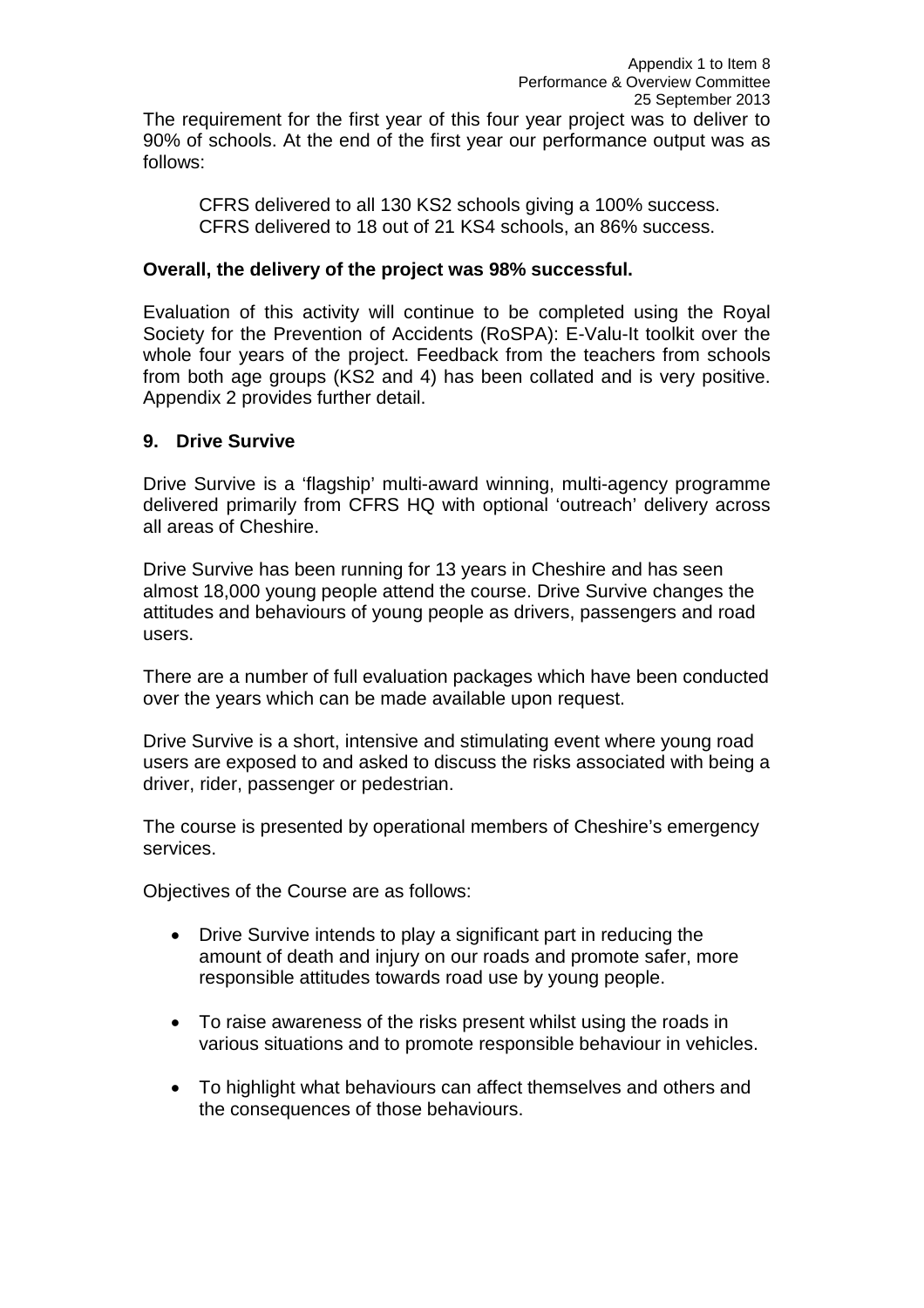The requirement for the first year of this four year project was to deliver to 90% of schools. At the end of the first year our performance output was as follows:

> CFRS delivered to all 130 KS2 schools giving a 100% success.
> CFRS delivered to 18 out of 21 KS4 schools, an 86% success.

**Overall, the delivery of the project was 98% successful.**

Evaluation of this activity will continue to be completed using the Royal Society for the Prevention of Accidents (RoSPA): E-Valu-It toolkit over the whole four years of the project. Feedback from the teachers from schools from both age groups (KS2 and 4) has been collated and is very positive. Appendix 2 provides further detail.

## 9. Drive Survive

Drive Survive is a 'flagship' multi-award winning, multi-agency programme delivered primarily from CFRS HQ with optional 'outreach' delivery across all areas of Cheshire.

Drive Survive has been running for 13 years in Cheshire and has seen almost 18,000 young people attend the course. Drive Survive changes the attitudes and behaviours of young people as drivers, passengers and road users.

There are a number of full evaluation packages which have been conducted over the years which can be made available upon request.

Drive Survive is a short, intensive and stimulating event where young road users are exposed to and asked to discuss the risks associated with being a driver, rider, passenger or pedestrian.

The course is presented by operational members of Cheshire's emergency services.

Objectives of the Course are as follows:

- Drive Survive intends to play a significant part in reducing the amount of death and injury on our roads and promote safer, more responsible attitudes towards road use by young people.
- To raise awareness of the risks present whilst using the roads in various situations and to promote responsible behaviour in vehicles.
- To highlight what behaviours can affect themselves and others and the consequences of those behaviours.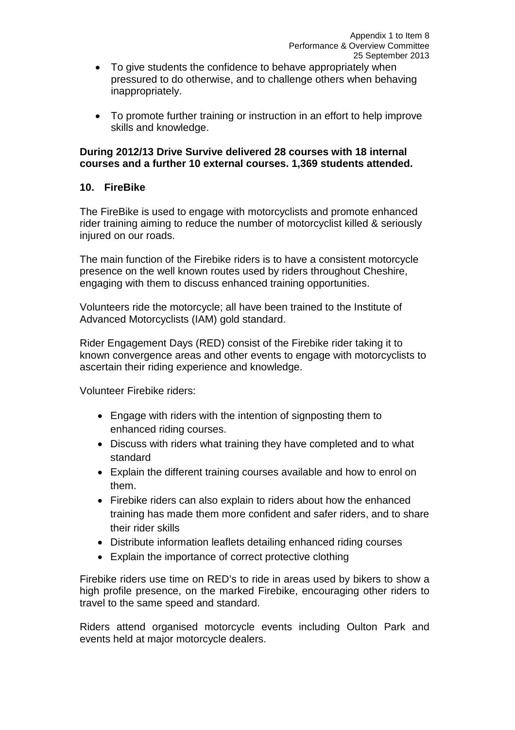- To give students the confidence to behave appropriately when pressured to do otherwise, and to challenge others when behaving inappropriately.

- To promote further training or instruction in an effort to help improve skills and knowledge.

**During 2012/13 Drive Survive delivered 28 courses with 18 internal courses and a further 10 external courses. 1,369 students attended.**

## 10. FireBike

The FireBike is used to engage with motorcyclists and promote enhanced rider training aiming to reduce the number of motorcyclist killed & seriously injured on our roads.

The main function of the Firebike riders is to have a consistent motorcycle presence on the well known routes used by riders throughout Cheshire, engaging with them to discuss enhanced training opportunities.

Volunteers ride the motorcycle; all have been trained to the Institute of Advanced Motorcyclists (IAM) gold standard.

Rider Engagement Days (RED) consist of the Firebike rider taking it to known convergence areas and other events to engage with motorcyclists to ascertain their riding experience and knowledge.

Volunteer Firebike riders:

- Engage with riders with the intention of signposting them to enhanced riding courses.
- Discuss with riders what training they have completed and to what standard
- Explain the different training courses available and how to enrol on them.
- Firebike riders can also explain to riders about how the enhanced training has made them more confident and safer riders, and to share their rider skills
- Distribute information leaflets detailing enhanced riding courses
- Explain the importance of correct protective clothing

Firebike riders use time on RED's to ride in areas used by bikers to show a high profile presence, on the marked Firebike, encouraging other riders to travel to the same speed and standard.

Riders attend organised motorcycle events including Oulton Park and events held at major motorcycle dealers.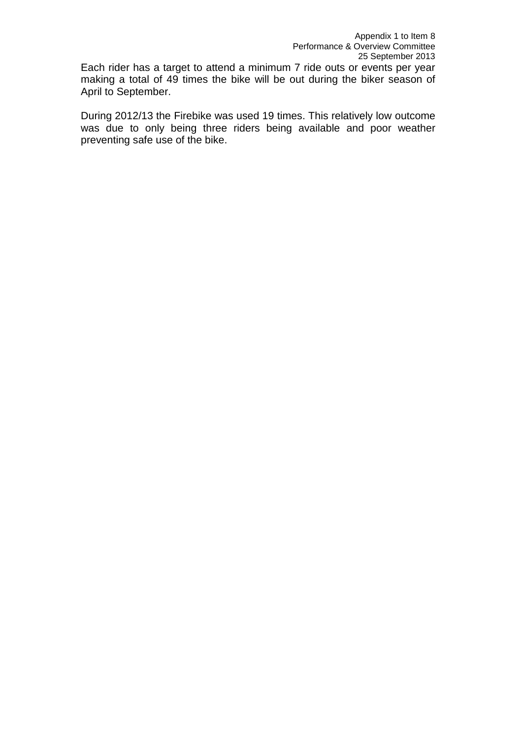Each rider has a target to attend a minimum 7 ride outs or events per year making a total of 49 times the bike will be out during the biker season of April to September.

During 2012/13 the Firebike was used 19 times. This relatively low outcome was due to only being three riders being available and poor weather preventing safe use of the bike.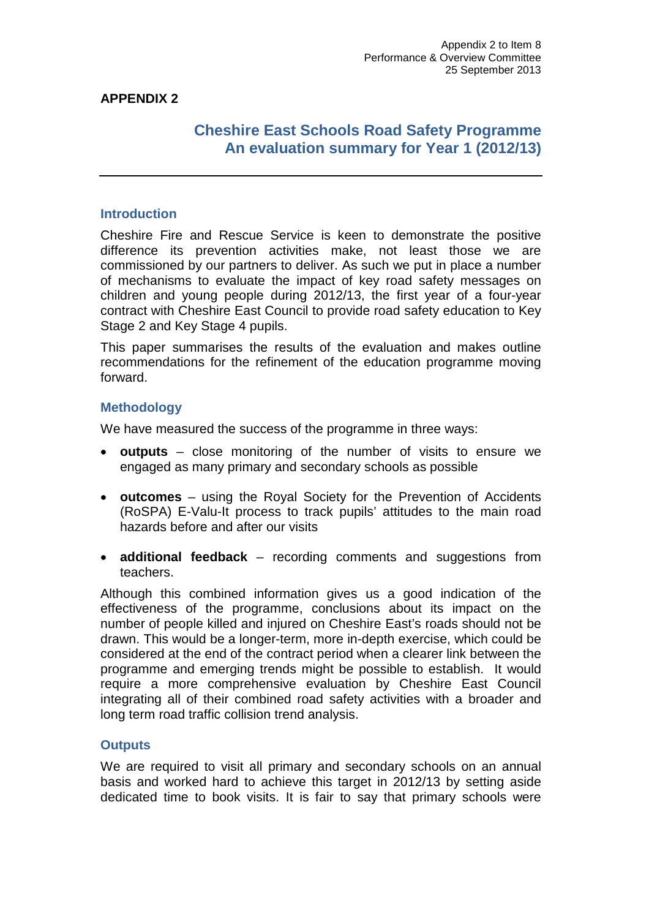Appendix 2 to Item 8
Performance & Overview Committee
25 September 2013

**APPENDIX 2**

# Cheshire East Schools Road Safety Programme
# An evaluation summary for Year 1 (2012/13)

## Introduction

Cheshire Fire and Rescue Service is keen to demonstrate the positive difference its prevention activities make, not least those we are commissioned by our partners to deliver. As such we put in place a number of mechanisms to evaluate the impact of key road safety messages on children and young people during 2012/13, the first year of a four-year contract with Cheshire East Council to provide road safety education to Key Stage 2 and Key Stage 4 pupils.

This paper summarises the results of the evaluation and makes outline recommendations for the refinement of the education programme moving forward.

## Methodology

We have measured the success of the programme in three ways:

- **outputs** – close monitoring of the number of visits to ensure we engaged as many primary and secondary schools as possible
- **outcomes** – using the Royal Society for the Prevention of Accidents (RoSPA) E-Valu-It process to track pupils' attitudes to the main road hazards before and after our visits
- **additional feedback** – recording comments and suggestions from teachers.

Although this combined information gives us a good indication of the effectiveness of the programme, conclusions about its impact on the number of people killed and injured on Cheshire East's roads should not be drawn. This would be a longer-term, more in-depth exercise, which could be considered at the end of the contract period when a clearer link between the programme and emerging trends might be possible to establish. It would require a more comprehensive evaluation by Cheshire East Council integrating all of their combined road safety activities with a broader and long term road traffic collision trend analysis.

## Outputs

We are required to visit all primary and secondary schools on an annual basis and worked hard to achieve this target in 2012/13 by setting aside dedicated time to book visits. It is fair to say that primary schools were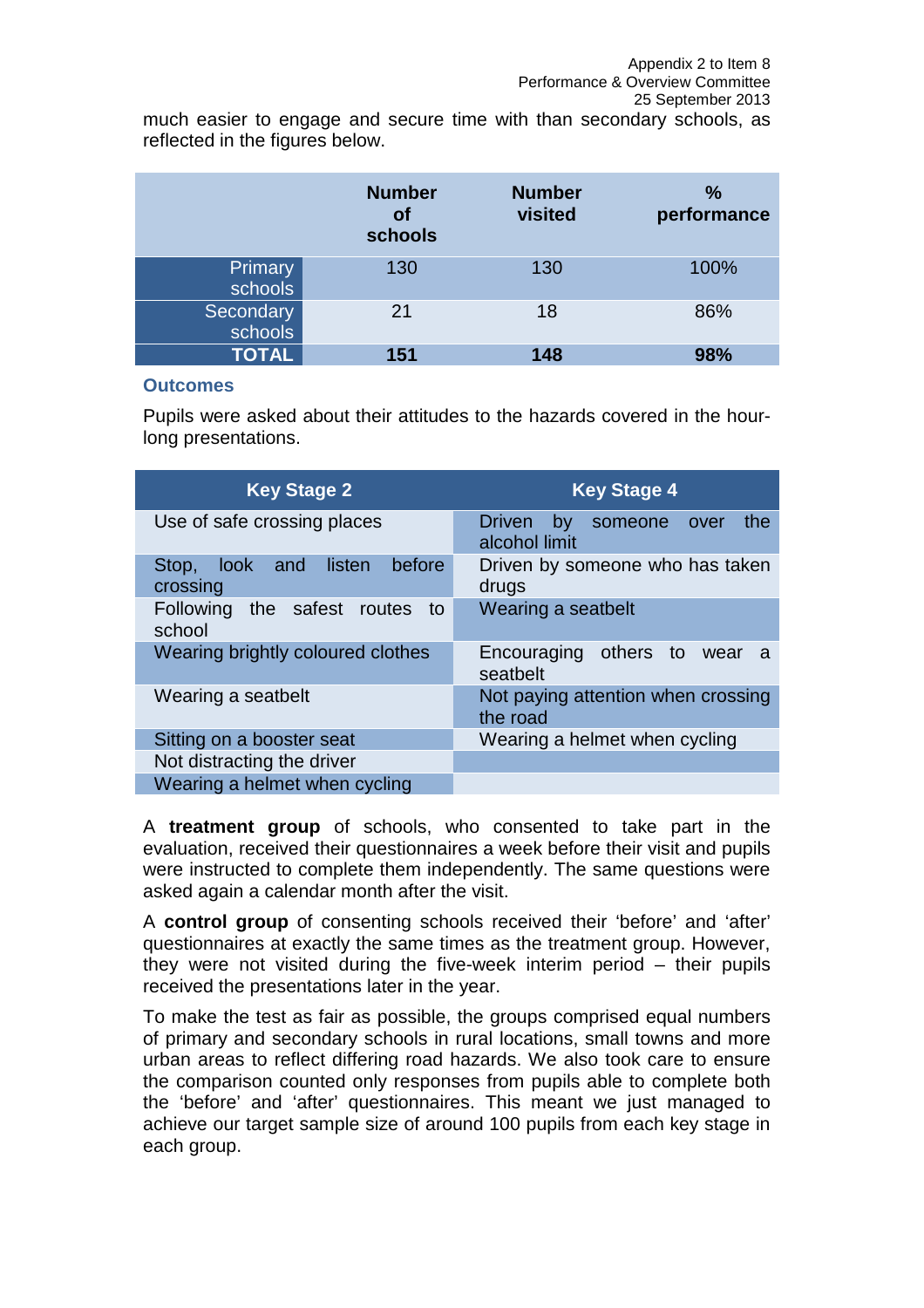much easier to engage and secure time with than secondary schools, as reflected in the figures below.

| | Number of schools | Number visited | % performance |
|---|---|---|---|
| Primary schools | 130 | 130 | 100% |
| Secondary schools | 21 | 18 | 86% |
| **TOTAL** | **151** | **148** | **98%** |

### Outcomes

Pupils were asked about their attitudes to the hazards covered in the hour-long presentations.

| Key Stage 2 | Key Stage 4 |
|---|---|
| Use of safe crossing places | Driven by someone over the alcohol limit |
| Stop, look and listen before crossing | Driven by someone who has taken drugs |
| Following the safest routes to school | Wearing a seatbelt |
| Wearing brightly coloured clothes | Encouraging others to wear a seatbelt |
| Wearing a seatbelt | Not paying attention when crossing the road |
| Sitting on a booster seat | Wearing a helmet when cycling |
| Not distracting the driver | |
| Wearing a helmet when cycling | |

A **treatment group** of schools, who consented to take part in the evaluation, received their questionnaires a week before their visit and pupils were instructed to complete them independently. The same questions were asked again a calendar month after the visit.

A **control group** of consenting schools received their 'before' and 'after' questionnaires at exactly the same times as the treatment group. However, they were not visited during the five-week interim period – their pupils received the presentations later in the year.

To make the test as fair as possible, the groups comprised equal numbers of primary and secondary schools in rural locations, small towns and more urban areas to reflect differing road hazards. We also took care to ensure the comparison counted only responses from pupils able to complete both the 'before' and 'after' questionnaires. This meant we just managed to achieve our target sample size of around 100 pupils from each key stage in each group.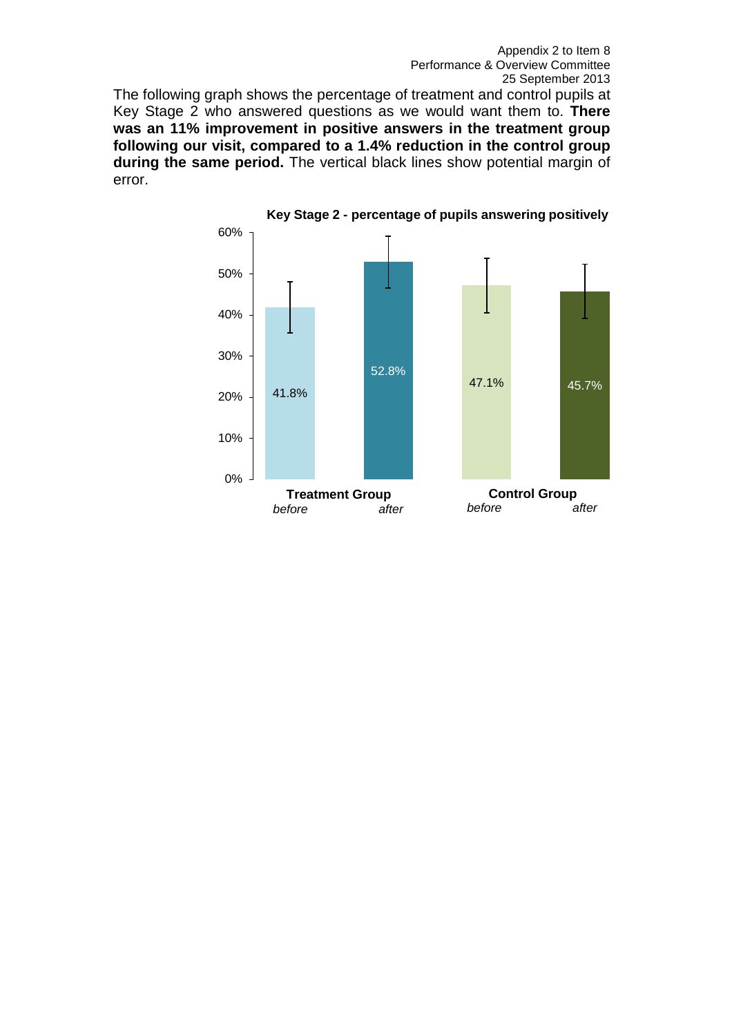The following graph shows the percentage of treatment and control pupils at Key Stage 2 who answered questions as we would want them to. **There was an 11% improvement in positive answers in the treatment group following our visit, compared to a 1.4% reduction in the control group during the same period.** The vertical black lines show potential margin of error.

**Key Stage 2 - percentage of pupils answering positively**

| Group | *before* | *after* |
|---|---|---|
| **Treatment Group** | 41.8% | 52.8% |
| **Control Group** | 47.1% | 45.7% |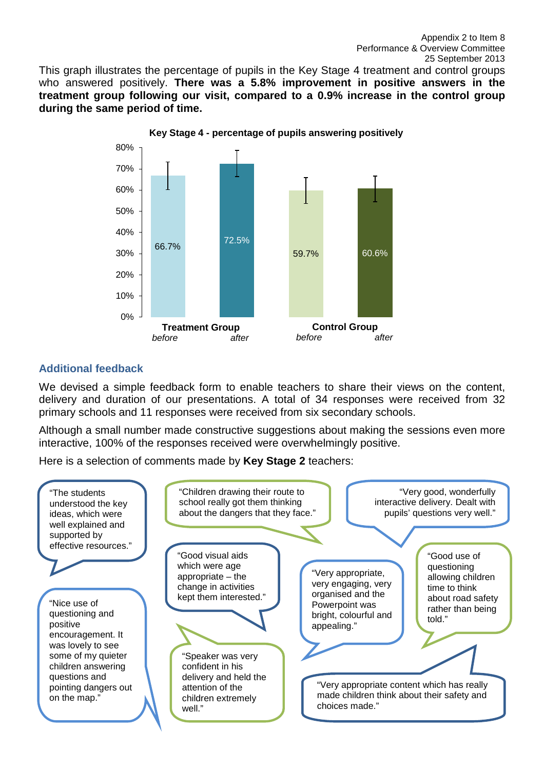Appendix 2 to Item 8
Performance & Overview Committee
25 September 2013

This graph illustrates the percentage of pupils in the Key Stage 4 treatment and control groups who answered positively. **There was a 5.8% improvement in positive answers in the treatment group following our visit, compared to a 0.9% increase in the control group during the same period of time.**

**Key Stage 4 - percentage of pupils answering positively**

| Group | before | after |
|---|---|---|
| Treatment Group | 66.7% | 72.5% |
| Control Group | 59.7% | 60.6% |

## Additional feedback

We devised a simple feedback form to enable teachers to share their views on the content, delivery and duration of our presentations. A total of 34 responses were received from 32 primary schools and 11 responses were received from six secondary schools.

Although a small number made constructive suggestions about making the sessions even more interactive, 100% of the responses received were overwhelmingly positive.

Here is a selection of comments made by **Key Stage 2** teachers:

"The students understood the key ideas, which were well explained and supported by effective resources."

"Children drawing their route to school really got them thinking about the dangers that they face."

"Very good, wonderfully interactive delivery. Dealt with pupils' questions very well."

"Good visual aids which were age appropriate – the change in activities kept them interested."

"Very appropriate, very engaging, very organised and the Powerpoint was bright, colourful and appealing."

"Good use of questioning allowing children time to think about road safety rather than being told."

"Nice use of questioning and positive encouragement. It was lovely to see some of my quieter children answering questions and pointing dangers out on the map."

"Speaker was very confident in his delivery and held the attention of the children extremely well."

"Very appropriate content which has really made children think about their safety and choices made."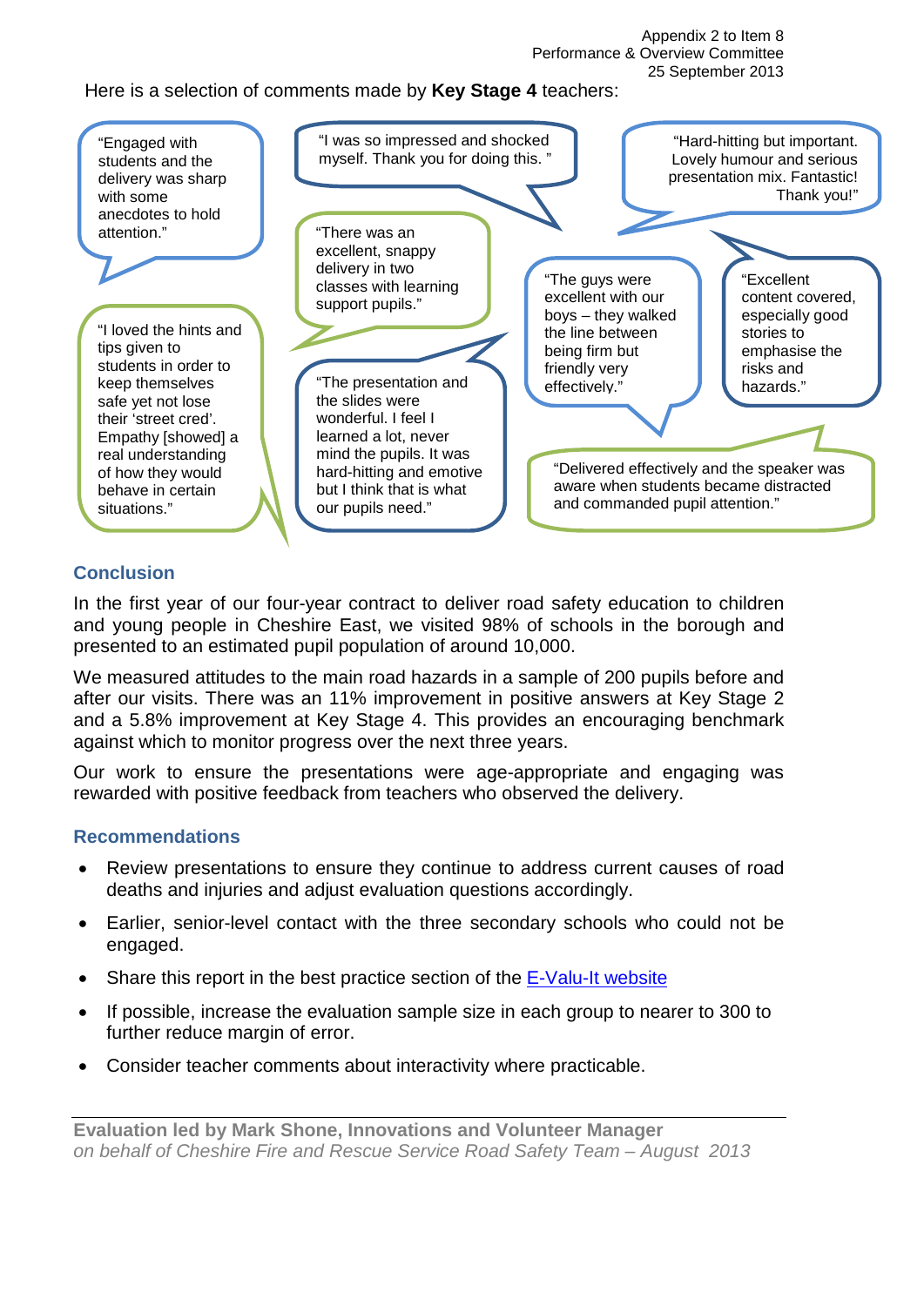Here is a selection of comments made by **Key Stage 4** teachers:

"Engaged with students and the delivery was sharp with some anecdotes to hold attention."

"I was so impressed and shocked myself. Thank you for doing this. "

"Hard-hitting but important. Lovely humour and serious presentation mix. Fantastic! Thank you!"

"There was an excellent, snappy delivery in two classes with learning support pupils."

"The guys were excellent with our boys – they walked the line between being firm but friendly very effectively."

"Excellent content covered, especially good stories to emphasise the risks and hazards."

"I loved the hints and tips given to students in order to keep themselves safe yet not lose their 'street cred'. Empathy [showed] a real understanding of how they would behave in certain situations."

"The presentation and the slides were wonderful. I feel I learned a lot, never mind the pupils. It was hard-hitting and emotive but I think that is what our pupils need."

"Delivered effectively and the speaker was aware when students became distracted and commanded pupil attention."

## Conclusion

In the first year of our four-year contract to deliver road safety education to children and young people in Cheshire East, we visited 98% of schools in the borough and presented to an estimated pupil population of around 10,000.

We measured attitudes to the main road hazards in a sample of 200 pupils before and after our visits. There was an 11% improvement in positive answers at Key Stage 2 and a 5.8% improvement at Key Stage 4. This provides an encouraging benchmark against which to monitor progress over the next three years.

Our work to ensure the presentations were age-appropriate and engaging was rewarded with positive feedback from teachers who observed the delivery.

## Recommendations

- Review presentations to ensure they continue to address current causes of road deaths and injuries and adjust evaluation questions accordingly.
- Earlier, senior-level contact with the three secondary schools who could not be engaged.
- Share this report in the best practice section of the E-Valu-It website
- If possible, increase the evaluation sample size in each group to nearer to 300 to further reduce margin of error.
- Consider teacher comments about interactivity where practicable.

**Evaluation led by Mark Shone, Innovations and Volunteer Manager**
*on behalf of Cheshire Fire and Rescue Service Road Safety Team – August 2013*